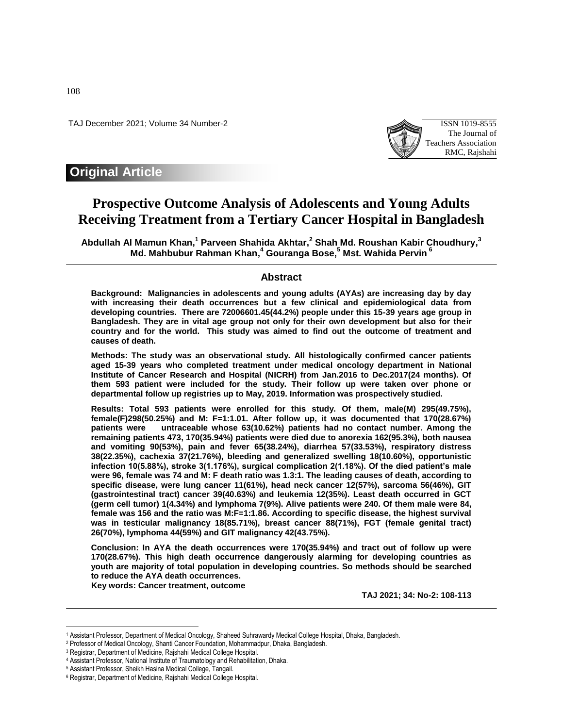Original Article

# Prospective Outcome Analysis of Adolescents and Young Adults Receiving Treatment from a Tertiary Cancer Hospital in Bangladesh

**Abdullah Al Mamun Khan,[1] Parveen Shahida Akhtar,[2] Shah Md. Roushan Kabir Choudhury,[3] Md. Mahbubur Rahman Khan,[4] Gouranga Bose,[5] Mst. Wahida Pervin [6]**

## Abstract

**Background: Malignancies in adolescents and young adults (AYAs) are increasing day by day with increasing their death occurrences but a few clinical and epidemiological data from developing countries. There are 72006601.45(44.2%) people under this 15-39 years age group in Bangladesh. They are in vital age group not only for their own development but also for their country and for the world. This study was aimed to find out the outcome of treatment and causes of death.**

**Methods: The study was an observational study. All histologically confirmed cancer patients aged 15-39 years who completed treatment under medical oncology department in National Institute of Cancer Research and Hospital (NICRH) from Jan.2016 to Dec.2017(24 months). Of them 593 patient were included for the study. Their follow up were taken over phone or departmental follow up registries up to May, 2019. Information was prospectively studied.**

**Results: Total 593 patients were enrolled for this study. Of them, male(M) 295(49.75%), female(F)298(50.25%) and M: F=1:1.01. After follow up, it was documented that 170(28.67%) patients were untraceable whose 63(10.62%) patients had no contact number. Among the remaining patients 473, 170(35.94%) patients were died due to anorexia 162(95.3%), both nausea and vomiting 90(53%), pain and fever 65(38.24%), diarrhea 57(33.53%), respiratory distress 38(22.35%), cachexia 37(21.76%), bleeding and generalized swelling 18(10.60%), opportunistic infection 10(5.88%), stroke 3(1.176%), surgical complication 2(1.18%). Of the died patient's male were 96, female was 74 and M: F death ratio was 1.3:1. The leading causes of death, according to specific disease, were lung cancer 11(61%), head neck cancer 12(57%), sarcoma 56(46%), GIT (gastrointestinal tract) cancer 39(40.63%) and leukemia 12(35%). Least death occurred in GCT (germ cell tumor) 1(4.34%) and lymphoma 7(9%). Alive patients were 240. Of them male were 84, female was 156 and the ratio was M:F=1:1.86. According to specific disease, the highest survival was in testicular malignancy 18(85.71%), breast cancer 88(71%), FGT (female genital tract) 26(70%), lymphoma 44(59%) and GIT malignancy 42(43.75%).**

**Conclusion: In AYA the death occurrences were 170(35.94%) and tract out of follow up were 170(28.67%). This high death occurrence dangerously alarming for developing countries as youth are majority of total population in developing countries. So methods should be searched to reduce the AYA death occurrences.**

**Key words: Cancer treatment, outcome**

---

[1] Assistant Professor, Department of Medical Oncology, Shaheed Suhrawardy Medical College Hospital, Dhaka, Bangladesh.

[2] Professor of Medical Oncology, Shanti Cancer Foundation, Mohammadpur, Dhaka, Bangladesh.

[3] Registrar, Department of Medicine, Rajshahi Medical College Hospital.

[4] Assistant Professor, National Institute of Traumatology and Rehabilitation, Dhaka.

[5] Assistant Professor, Sheikh Hasina Medical College, Tangail.

[6] Registrar, Department of Medicine, Rajshahi Medical College Hospital.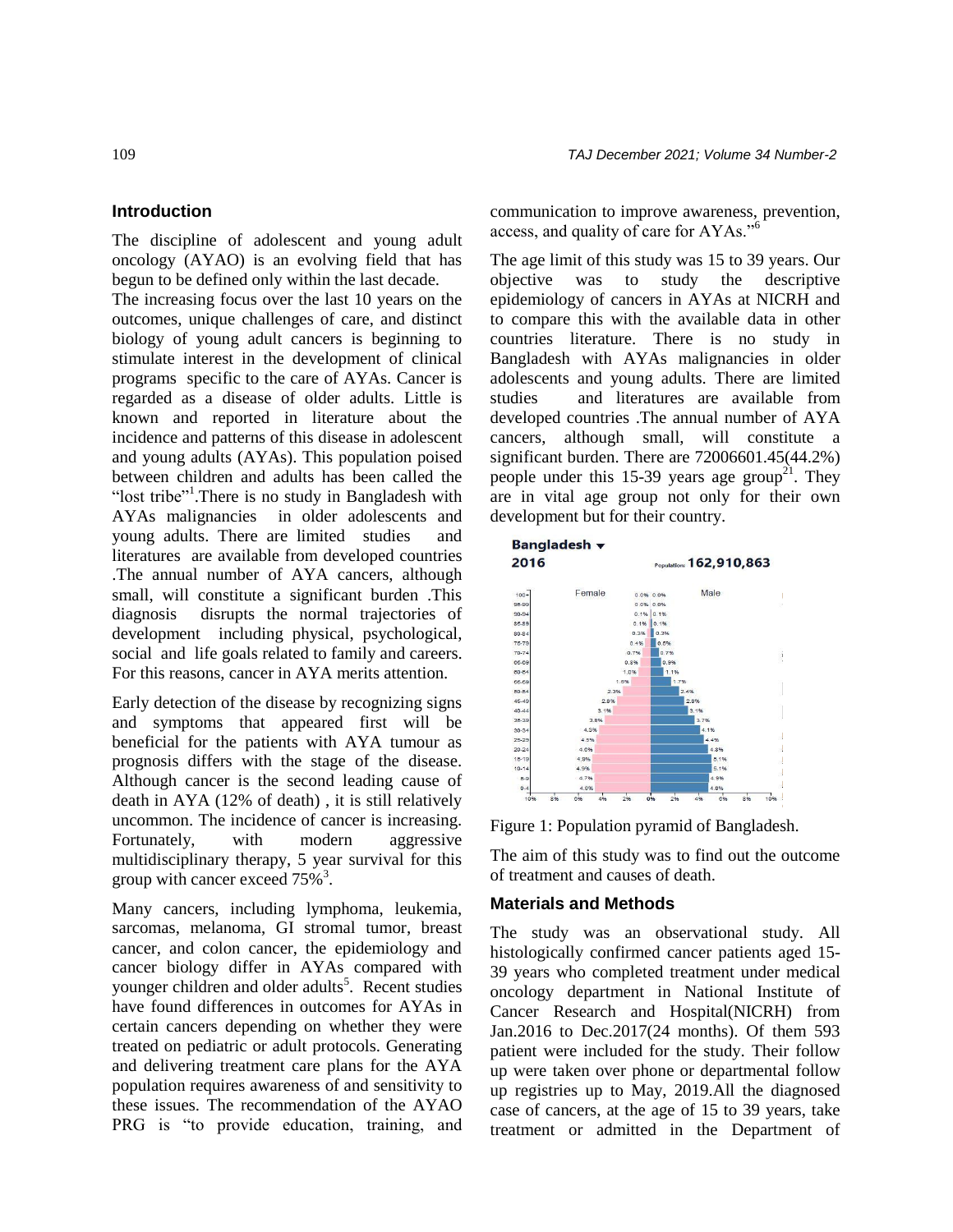## Introduction

The discipline of adolescent and young adult oncology (AYAO) is an evolving field that has begun to be defined only within the last decade. The increasing focus over the last 10 years on the outcomes, unique challenges of care, and distinct biology of young adult cancers is beginning to stimulate interest in the development of clinical programs specific to the care of AYAs. Cancer is regarded as a disease of older adults. Little is known and reported in literature about the incidence and patterns of this disease in adolescent and young adults (AYAs). This population poised between children and adults has been called the "lost tribe"[1].There is no study in Bangladesh with AYAs malignancies in older adolescents and young adults. There are limited studies and literatures are available from developed countries .The annual number of AYA cancers, although small, will constitute a significant burden .This diagnosis disrupts the normal trajectories of development including physical, psychological, social and life goals related to family and careers. For this reasons, cancer in AYA merits attention.

Early detection of the disease by recognizing signs and symptoms that appeared first will be beneficial for the patients with AYA tumour as prognosis differs with the stage of the disease. Although cancer is the second leading cause of death in AYA (12% of death) , it is still relatively uncommon. The incidence of cancer is increasing. Fortunately, with modern aggressive multidisciplinary therapy, 5 year survival for this group with cancer exceed 75%[3].

Many cancers, including lymphoma, leukemia, sarcomas, melanoma, GI stromal tumor, breast cancer, and colon cancer, the epidemiology and cancer biology differ in AYAs compared with younger children and older adults[5]. Recent studies have found differences in outcomes for AYAs in certain cancers depending on whether they were treated on pediatric or adult protocols. Generating and delivering treatment care plans for the AYA population requires awareness of and sensitivity to these issues. The recommendation of the AYAO PRG is "to provide education, training, and communication to improve awareness, prevention, access, and quality of care for AYAs."[6]

The age limit of this study was 15 to 39 years. Our objective was to study the descriptive epidemiology of cancers in AYAs at NICRH and to compare this with the available data in other countries literature. There is no study in Bangladesh with AYAs malignancies in older adolescents and young adults. There are limited studies and literatures are available from developed countries .The annual number of AYA cancers, although small, will constitute a significant burden. There are 72006601.45(44.2%) people under this 15-39 years age group[21]. They are in vital age group not only for their own development but for their country.

Figure 1: Population pyramid of Bangladesh.

The aim of this study was to find out the outcome of treatment and causes of death.

## Materials and Methods

The study was an observational study. All histologically confirmed cancer patients aged 15-39 years who completed treatment under medical oncology department in National Institute of Cancer Research and Hospital(NICRH) from Jan.2016 to Dec.2017(24 months). Of them 593 patient were included for the study. Their follow up were taken over phone or departmental follow up registries up to May, 2019.All the diagnosed case of cancers, at the age of 15 to 39 years, take treatment or admitted in the Department of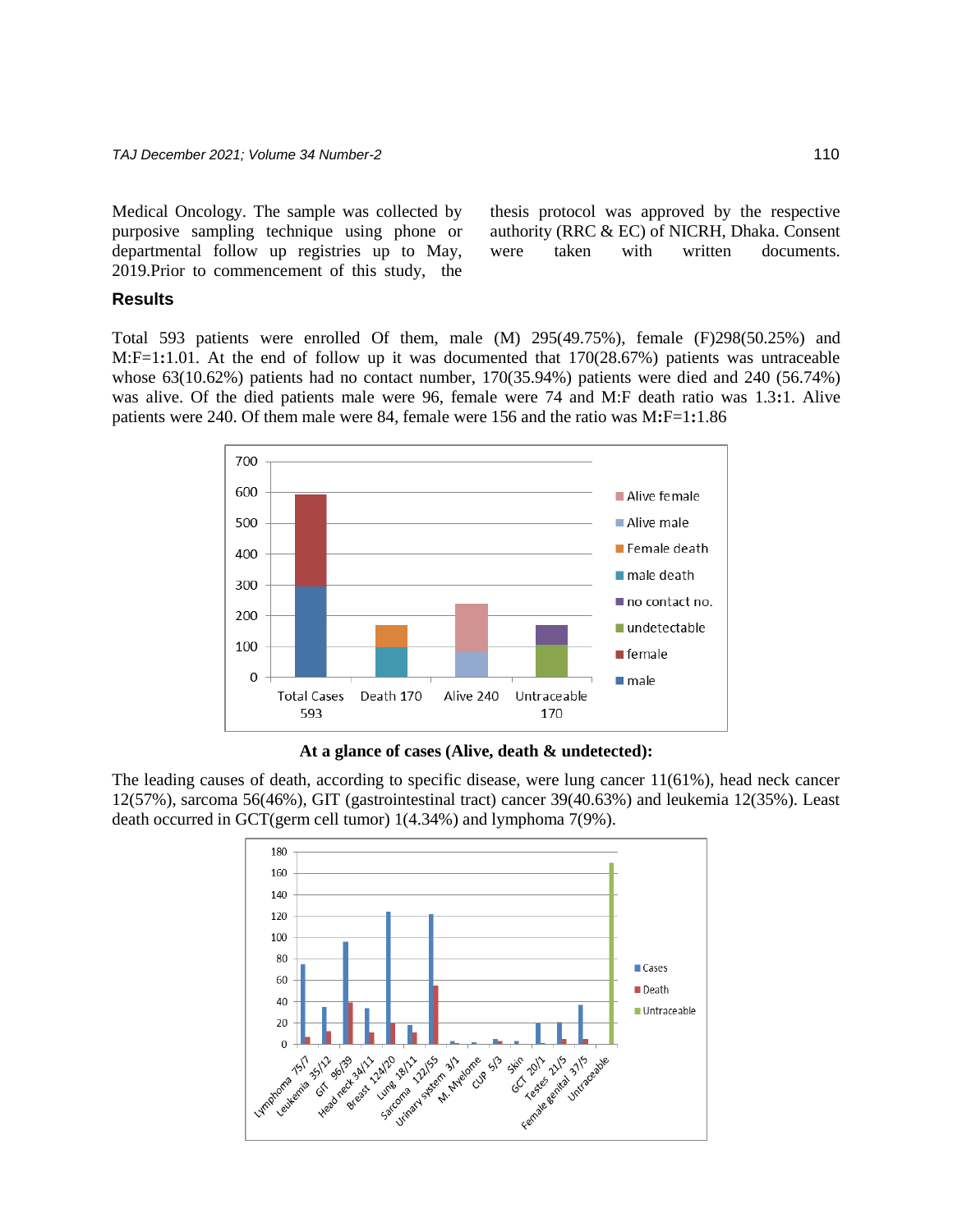Medical Oncology. The sample was collected by purposive sampling technique using phone or departmental follow up registries up to May, 2019.Prior to commencement of this study, the thesis protocol was approved by the respective authority (RRC & EC) of NICRH, Dhaka. Consent were taken with written documents.

## Results

Total 593 patients were enrolled Of them, male (M) 295(49.75%), female (F)298(50.25%) and M:F=1**:**1.01. At the end of follow up it was documented that 170(28.67%) patients was untraceable whose 63(10.62%) patients had no contact number, 170(35.94%) patients were died and 240 (56.74%) was alive. Of the died patients male were 96, female were 74 and M:F death ratio was 1.3**:**1. Alive patients were 240. Of them male were 84, female were 156 and the ratio was M**:**F=1**:**1.86

**At a glance of cases (Alive, death & undetected):**

The leading causes of death, according to specific disease, were lung cancer 11(61%), head neck cancer 12(57%), sarcoma 56(46%), GIT (gastrointestinal tract) cancer 39(40.63%) and leukemia 12(35%). Least death occurred in GCT(germ cell tumor) 1(4.34%) and lymphoma 7(9%).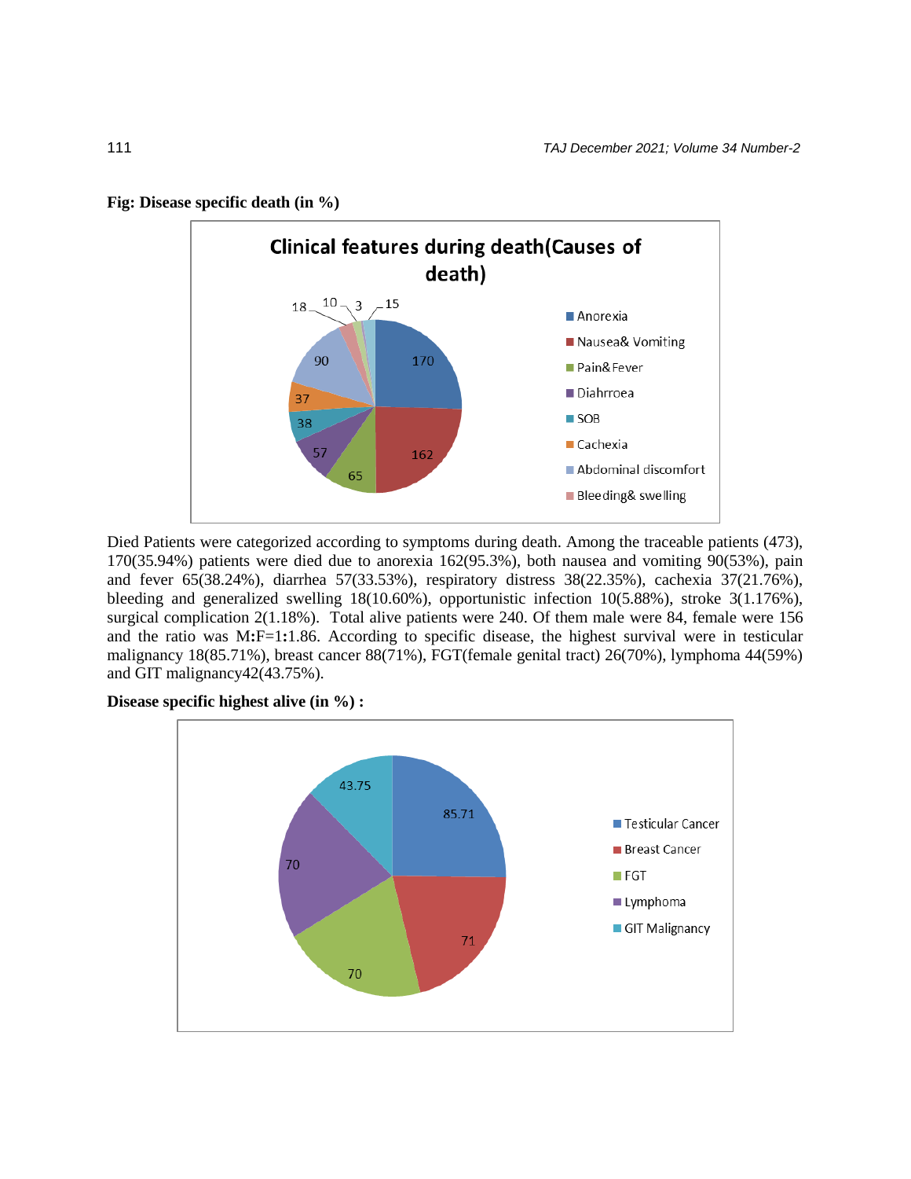**Fig: Disease specific death (in %)**

Died Patients were categorized according to symptoms during death. Among the traceable patients (473), 170(35.94%) patients were died due to anorexia 162(95.3%), both nausea and vomiting 90(53%), pain and fever 65(38.24%), diarrhea 57(33.53%), respiratory distress 38(22.35%), cachexia 37(21.76%), bleeding and generalized swelling 18(10.60%), opportunistic infection 10(5.88%), stroke 3(1.176%), surgical complication 2(1.18%). Total alive patients were 240. Of them male were 84, female were 156 and the ratio was M**:**F=1**:**1.86. According to specific disease, the highest survival were in testicular malignancy 18(85.71%), breast cancer 88(71%), FGT(female genital tract) 26(70%), lymphoma 44(59%) and GIT malignancy42(43.75%).

**Disease specific highest alive (in %) :**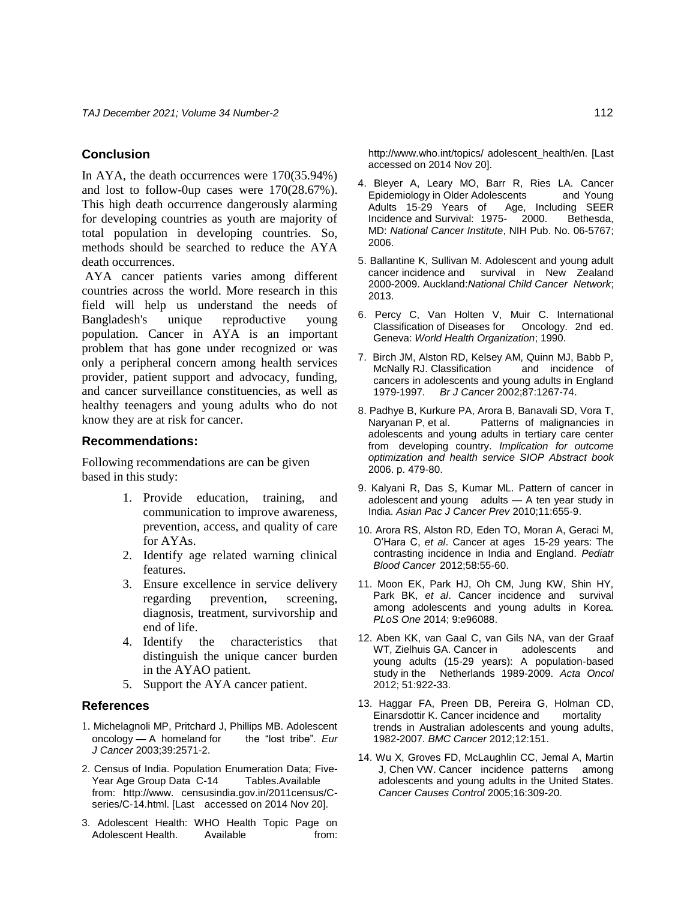## Conclusion

In AYA, the death occurrences were 170(35.94%) and lost to follow-0up cases were 170(28.67%). This high death occurrence dangerously alarming for developing countries as youth are majority of total population in developing countries. So, methods should be searched to reduce the AYA death occurrences.

AYA cancer patients varies among different countries across the world. More research in this field will help us understand the needs of Bangladesh's unique reproductive young population. Cancer in AYA is an important problem that has gone under recognized or was only a peripheral concern among health services provider, patient support and advocacy, funding, and cancer surveillance constituencies, as well as healthy teenagers and young adults who do not know they are at risk for cancer.

## Recommendations:

Following recommendations are can be given based in this study:

1. Provide education, training, and communication to improve awareness, prevention, access, and quality of care for AYAs.
2. Identify age related warning clinical features.
3. Ensure excellence in service delivery regarding prevention, screening, diagnosis, treatment, survivorship and end of life.
4. Identify the characteristics that distinguish the unique cancer burden in the AYAO patient.
5. Support the AYA cancer patient.

## References

1. Michelagnoli MP, Pritchard J, Phillips MB. Adolescent oncology — A homeland for the "lost tribe". *Eur J Cancer* 2003;39:2571-2.
2. Census of India. Population Enumeration Data; Five-Year Age Group Data C-14 Tables.Available from: http://www. censusindia.gov.in/2011census/C-series/C-14.html. [Last accessed on 2014 Nov 20].
3. Adolescent Health: WHO Health Topic Page on Adolescent Health. Available from: http://www.who.int/topics/ adolescent_health/en. [Last accessed on 2014 Nov 20].
4. Bleyer A, Leary MO, Barr R, Ries LA. Cancer Epidemiology in Older Adolescents and Young Adults 15-29 Years of Age, Including SEER Incidence and Survival: 1975- 2000. Bethesda, MD: *National Cancer Institute*, NIH Pub. No. 06-5767; 2006.
5. Ballantine K, Sullivan M. Adolescent and young adult cancer incidence and survival in New Zealand 2000-2009. Auckland:*National Child Cancer Network*; 2013.
6. Percy C, Van Holten V, Muir C. International Classification of Diseases for Oncology. 2nd ed. Geneva: *World Health Organization*; 1990.
7. Birch JM, Alston RD, Kelsey AM, Quinn MJ, Babb P, McNally RJ. Classification and incidence of cancers in adolescents and young adults in England 1979-1997. *Br J Cancer* 2002;87:1267-74.
8. Padhye B, Kurkure PA, Arora B, Banavali SD, Vora T, Naryanan P, et al. Patterns of malignancies in adolescents and young adults in tertiary care center from developing country. *Implication for outcome optimization and health service SIOP Abstract book* 2006. p. 479-80.
9. Kalyani R, Das S, Kumar ML. Pattern of cancer in adolescent and young adults — A ten year study in India. *Asian Pac J Cancer Prev* 2010;11:655-9.
10. Arora RS, Alston RD, Eden TO, Moran A, Geraci M, O'Hara C, *et al*. Cancer at ages 15-29 years: The contrasting incidence in India and England. *Pediatr Blood Cancer* 2012;58:55-60.
11. Moon EK, Park HJ, Oh CM, Jung KW, Shin HY, Park BK, *et al*. Cancer incidence and survival among adolescents and young adults in Korea. *PLoS One* 2014; 9:e96088.
12. Aben KK, van Gaal C, van Gils NA, van der Graaf WT, Zielhuis GA. Cancer in adolescents and young adults (15-29 years): A population-based study in the Netherlands 1989-2009. *Acta Oncol* 2012; 51:922-33.
13. Haggar FA, Preen DB, Pereira G, Holman CD, Einarsdottir K. Cancer incidence and mortality trends in Australian adolescents and young adults, 1982-2007. *BMC Cancer* 2012;12:151.
14. Wu X, Groves FD, McLaughlin CC, Jemal A, Martin J, Chen VW. Cancer incidence patterns among adolescents and young adults in the United States. *Cancer Causes Control* 2005;16:309-20.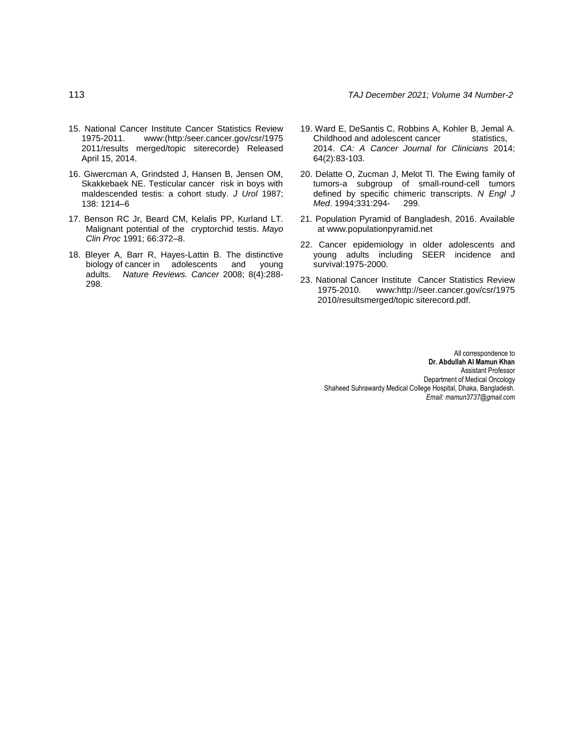15. National Cancer Institute Cancer Statistics Review 1975-2011. www:(http:/seer.cancer.gov/csr/1975 2011/results merged/topic siterecorde) Released April 15, 2014.

16. Giwercman A, Grindsted J, Hansen B, Jensen OM, Skakkebaek NE. Testicular cancer risk in boys with maldescended testis: a cohort study. *J Urol* 1987; 138: 1214–6

17. Benson RC Jr, Beard CM, Kelalis PP, Kurland LT. Malignant potential of the cryptorchid testis. *Mayo Clin Proc* 1991; 66:372–8.

18. Bleyer A, Barr R, Hayes-Lattin B. The distinctive biology of cancer in adolescents and young adults. *Nature Reviews. Cancer* 2008; 8(4):288-298.

19. Ward E, DeSantis C, Robbins A, Kohler B, Jemal A. Childhood and adolescent cancer statistics, 2014. *CA: A Cancer Journal for Clinicians* 2014; 64(2):83-103.

20. Delatte O, Zucman J, Melot Tl. The Ewing family of tumors-a subgroup of small-round-cell tumors defined by specific chimeric transcripts. *N Engl J Med*. 1994;331:294- 299.

21. Population Pyramid of Bangladesh, 2016. Available at www.populationpyramid.net

22. Cancer epidemiology in older adolescents and young adults including SEER incidence and survival:1975-2000.

23. National Cancer Institute Cancer Statistics Review 1975-2010. www:http://seer.cancer.gov/csr/1975 2010/resultsmerged/topic siterecord.pdf.

All correspondence to
**Dr. Abdullah Al Mamun Khan**
Assistant Professor
Department of Medical Oncology
Shaheed Suhrawardy Medical College Hospital, Dhaka, Bangladesh.
*Email: mamun3737@gmail.com*